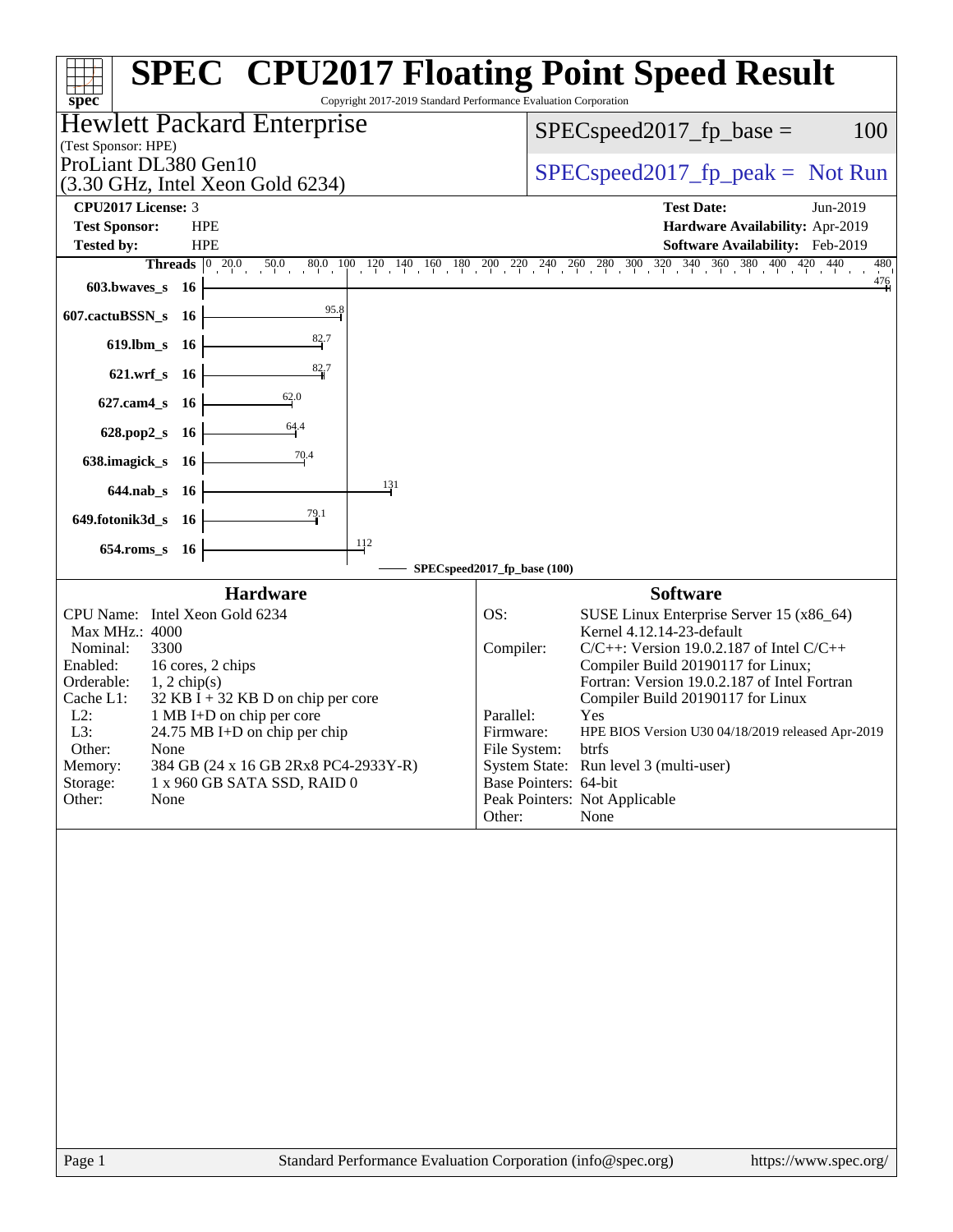# SPEC CPU2017 Floating Point Speed Result

Copyright 2017-2019 Standard Performance Evaluation Corporation

## Hewlett Packard Enterprise

(Test Sponsor: HPE)

ProLiant DL380 Gen10
(3.30 GHz, Intel Xeon Gold 6234)

SPECspeed2017_fp_base = 100

SPECspeed2017_fp_peak = Not Run

| | | | |
|---|---|---|---|
| **CPU2017 License:** | 3 | **Test Date:** | Jun-2019 |
| **Test Sponsor:** | HPE | **Hardware Availability:** | Apr-2019 |
| **Tested by:** | HPE | **Software Availability:** | Feb-2019 |

| Benchmark | Threads | SPECspeed2017_fp_base (100) |
|---|---|---|
| 603.bwaves_s | 16 | 476 |
| 607.cactuBSSN_s | 16 | 95.8 |
| 619.lbm_s | 16 | 82.7 |
| 621.wrf_s | 16 | 82.7 |
| 627.cam4_s | 16 | 62.0 |
| 628.pop2_s | 16 | 64.4 |
| 638.imagick_s | 16 | 70.4 |
| 644.nab_s | 16 | 131 |
| 649.fotonik3d_s | 16 | 79.1 |
| 654.roms_s | 16 | 112 |

### Hardware

| | |
|---|---|
| CPU Name: | Intel Xeon Gold 6234 |
| Max MHz.: | 4000 |
| Nominal: | 3300 |
| Enabled: | 16 cores, 2 chips |
| Orderable: | 1, 2 chip(s) |
| Cache L1: | 32 KB I + 32 KB D on chip per core |
| L2: | 1 MB I+D on chip per core |
| L3: | 24.75 MB I+D on chip per chip |
| Other: | None |
| Memory: | 384 GB (24 x 16 GB 2Rx8 PC4-2933Y-R) |
| Storage: | 1 x 960 GB SATA SSD, RAID 0 |
| Other: | None |

### Software

| | |
|---|---|
| OS: | SUSE Linux Enterprise Server 15 (x86_64) Kernel 4.12.14-23-default |
| Compiler: | C/C++: Version 19.0.2.187 of Intel C/C++ Compiler Build 20190117 for Linux; Fortran: Version 19.0.2.187 of Intel Fortran Compiler Build 20190117 for Linux |
| Parallel: | Yes |
| Firmware: | HPE BIOS Version U30 04/18/2019 released Apr-2019 |
| File System: | btrfs |
| System State: | Run level 3 (multi-user) |
| Base Pointers: | 64-bit |
| Peak Pointers: | Not Applicable |
| Other: | None |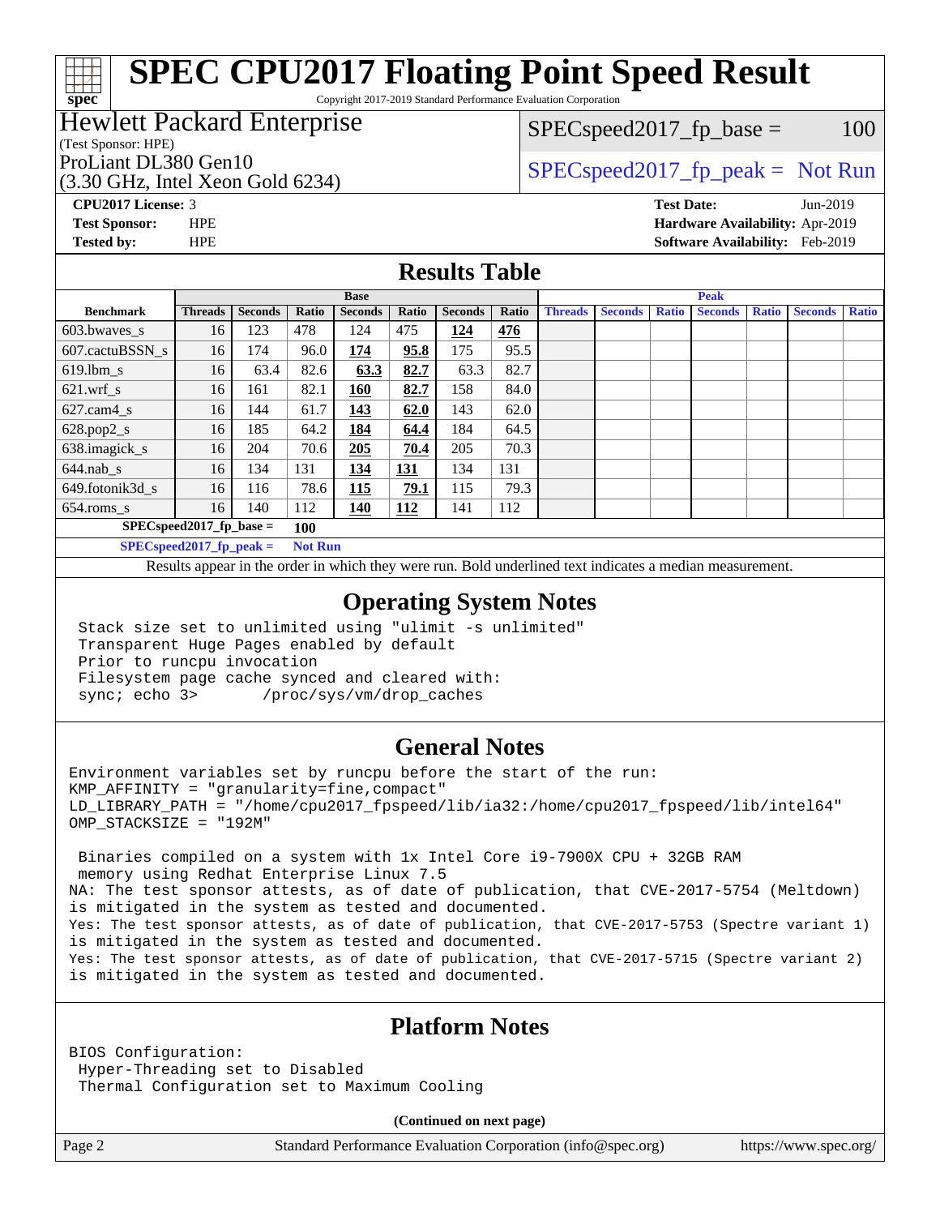# SPEC CPU2017 Floating Point Speed Result

Copyright 2017-2019 Standard Performance Evaluation Corporation

**Hewlett Packard Enterprise**
(Test Sponsor: HPE)
ProLiant DL380 Gen10
(3.30 GHz, Intel Xeon Gold 6234)

SPECspeed2017_fp_base = 100

SPECspeed2017_fp_peak = Not Run

**CPU2017 License:** 3
**Test Sponsor:** HPE
**Tested by:** HPE

**Test Date:** Jun-2019
**Hardware Availability:** Apr-2019
**Software Availability:** Feb-2019

## Results Table

| | Base | | | | | | | Peak | | | | | | |
|---|---|---|---|---|---|---|---|---|---|---|---|---|---|---|
| **Benchmark** | **Threads** | **Seconds** | **Ratio** | **Seconds** | **Ratio** | **Seconds** | **Ratio** | **Threads** | **Seconds** | **Ratio** | **Seconds** | **Ratio** | **Seconds** | **Ratio** |
| 603.bwaves_s | 16 | 123 | 478 | 124 | 475 | **124** | **476** | | | | | | | |
| 607.cactuBSSN_s | 16 | 174 | 96.0 | **174** | **95.8** | 175 | 95.5 | | | | | | | |
| 619.lbm_s | 16 | 63.4 | 82.6 | **63.3** | **82.7** | 63.3 | 82.7 | | | | | | | |
| 621.wrf_s | 16 | 161 | 82.1 | **160** | **82.7** | 158 | 84.0 | | | | | | | |
| 627.cam4_s | 16 | 144 | 61.7 | **143** | **62.0** | 143 | 62.0 | | | | | | | |
| 628.pop2_s | 16 | 185 | 64.2 | **184** | **64.4** | 184 | 64.5 | | | | | | | |
| 638.imagick_s | 16 | 204 | 70.6 | **205** | **70.4** | 205 | 70.3 | | | | | | | |
| 644.nab_s | 16 | 134 | 131 | **134** | **131** | 134 | 131 | | | | | | | |
| 649.fotonik3d_s | 16 | 116 | 78.6 | **115** | **79.1** | 115 | 79.3 | | | | | | | |
| 654.roms_s | 16 | 140 | 112 | **140** | **112** | 141 | 112 | | | | | | | |

**SPECspeed2017_fp_base = 100**

**SPECspeed2017_fp_peak = Not Run**

Results appear in the order in which they were run. Bold underlined text indicates a median measurement.

## Operating System Notes

```
Stack size set to unlimited using "ulimit -s unlimited"
Transparent Huge Pages enabled by default
Prior to runcpu invocation
Filesystem page cache synced and cleared with:
sync; echo 3>       /proc/sys/vm/drop_caches
```

## General Notes

```
Environment variables set by runcpu before the start of the run:
KMP_AFFINITY = "granularity=fine,compact"
LD_LIBRARY_PATH = "/home/cpu2017_fpspeed/lib/ia32:/home/cpu2017_fpspeed/lib/intel64"
OMP_STACKSIZE = "192M"

 Binaries compiled on a system with 1x Intel Core i9-7900X CPU + 32GB RAM
 memory using Redhat Enterprise Linux 7.5
NA: The test sponsor attests, as of date of publication, that CVE-2017-5754 (Meltdown)
is mitigated in the system as tested and documented.
Yes: The test sponsor attests, as of date of publication, that CVE-2017-5753 (Spectre variant 1)
is mitigated in the system as tested and documented.
Yes: The test sponsor attests, as of date of publication, that CVE-2017-5715 (Spectre variant 2)
is mitigated in the system as tested and documented.
```

## Platform Notes

```
BIOS Configuration:
 Hyper-Threading set to Disabled
 Thermal Configuration set to Maximum Cooling
```

**(Continued on next page)**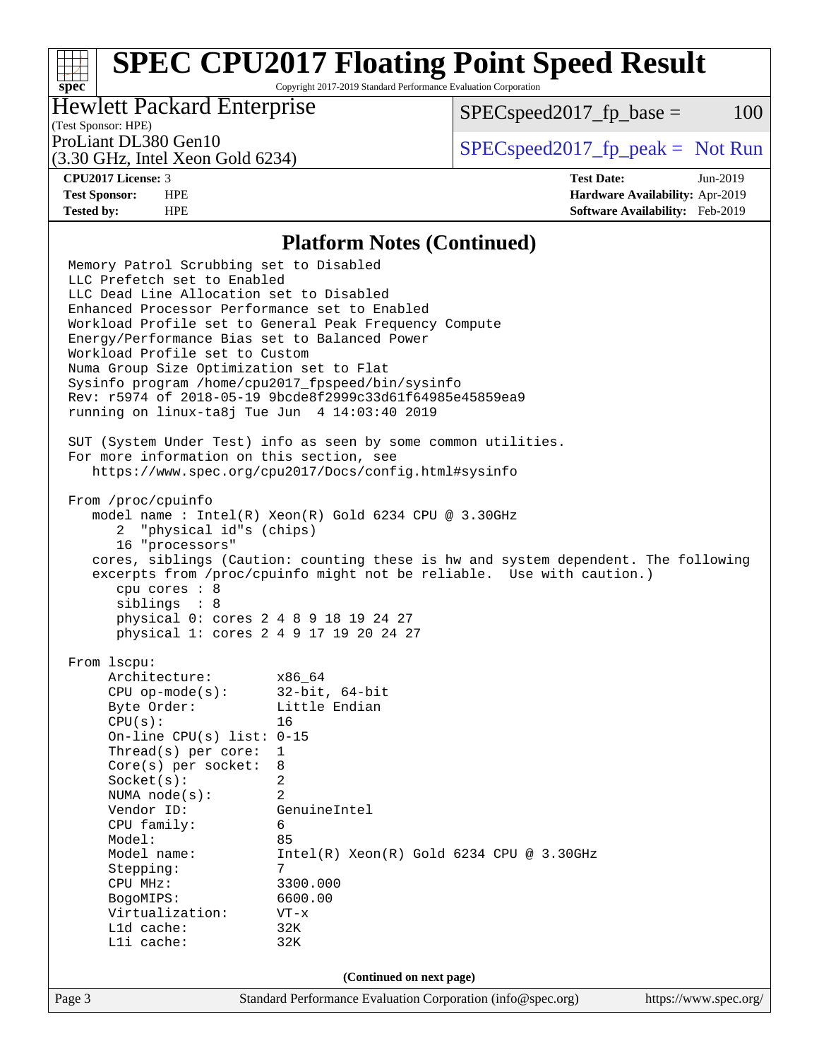# SPEC CPU2017 Floating Point Speed Result

Copyright 2017-2019 Standard Performance Evaluation Corporation

**Hewlett Packard Enterprise**
(Test Sponsor: HPE)
ProLiant DL380 Gen10
(3.30 GHz, Intel Xeon Gold 6234)

SPECspeed2017_fp_base = 100

SPECspeed2017_fp_peak = Not Run

| | | | |
|---|---|---|---|
| **CPU2017 License:** | 3 | **Test Date:** | Jun-2019 |
| **Test Sponsor:** | HPE | **Hardware Availability:** | Apr-2019 |
| **Tested by:** | HPE | **Software Availability:** | Feb-2019 |

## Platform Notes (Continued)

```
Memory Patrol Scrubbing set to Disabled
LLC Prefetch set to Enabled
LLC Dead Line Allocation set to Disabled
Enhanced Processor Performance set to Enabled
Workload Profile set to General Peak Frequency Compute
Energy/Performance Bias set to Balanced Power
Workload Profile set to Custom
Numa Group Size Optimization set to Flat
Sysinfo program /home/cpu2017_fpspeed/bin/sysinfo
Rev: r5974 of 2018-05-19 9bcde8f2999c33d61f64985e45859ea9
running on linux-ta8j Tue Jun  4 14:03:40 2019

SUT (System Under Test) info as seen by some common utilities.
For more information on this section, see
   https://www.spec.org/cpu2017/Docs/config.html#sysinfo

From /proc/cpuinfo
   model name : Intel(R) Xeon(R) Gold 6234 CPU @ 3.30GHz
      2  "physical id"s (chips)
      16 "processors"
   cores, siblings (Caution: counting these is hw and system dependent. The following
   excerpts from /proc/cpuinfo might not be reliable.  Use with caution.)
      cpu cores : 8
      siblings  : 8
      physical 0: cores 2 4 8 9 18 19 24 27
      physical 1: cores 2 4 9 17 19 20 24 27

From lscpu:
     Architecture:        x86_64
     CPU op-mode(s):      32-bit, 64-bit
     Byte Order:          Little Endian
     CPU(s):              16
     On-line CPU(s) list: 0-15
     Thread(s) per core:  1
     Core(s) per socket:  8
     Socket(s):           2
     NUMA node(s):        2
     Vendor ID:           GenuineIntel
     CPU family:          6
     Model:               85
     Model name:          Intel(R) Xeon(R) Gold 6234 CPU @ 3.30GHz
     Stepping:            7
     CPU MHz:             3300.000
     BogoMIPS:            6600.00
     Virtualization:      VT-x
     L1d cache:           32K
     L1i cache:           32K
```

(Continued on next page)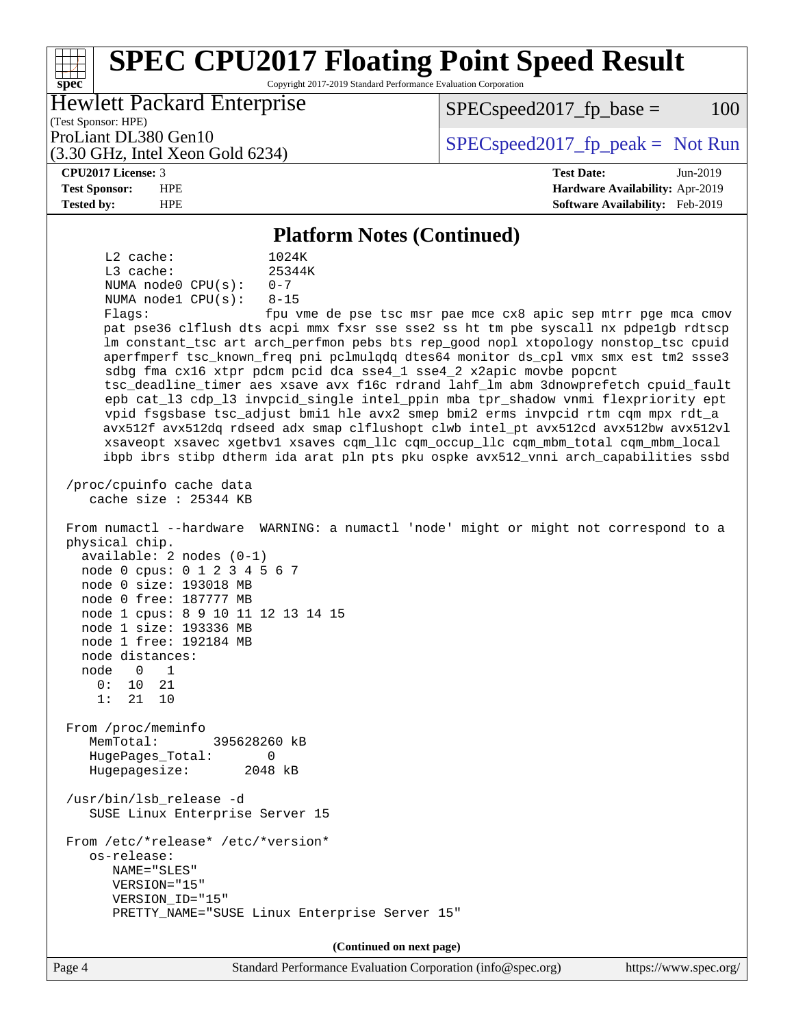## Platform Notes (Continued)

```
     L2 cache:              1024K
     L3 cache:              25344K
     NUMA node0 CPU(s):     0-7
     NUMA node1 CPU(s):     8-15
     Flags:                 fpu vme de pse tsc msr pae mce cx8 apic sep mtrr pge mca cmov
     pat pse36 clflush dts acpi mmx fxsr sse sse2 ss ht tm pbe syscall nx pdpe1gb rdtscp
     lm constant_tsc art arch_perfmon pebs bts rep_good nopl xtopology nonstop_tsc cpuid
     aperfmperf tsc_known_freq pni pclmulqdq dtes64 monitor ds_cpl vmx smx est tm2 ssse3
     sdbg fma cx16 xtpr pdcm pcid dca sse4_1 sse4_2 x2apic movbe popcnt
     tsc_deadline_timer aes xsave avx f16c rdrand lahf_lm abm 3dnowprefetch cpuid_fault
     epb cat_l3 cdp_l3 invpcid_single intel_ppin mba tpr_shadow vnmi flexpriority ept
     vpid fsgsbase tsc_adjust bmi1 hle avx2 smep bmi2 erms invpcid rtm cqm mpx rdt_a
     avx512f avx512dq rdseed adx smap clflushopt clwb intel_pt avx512cd avx512bw avx512vl
     xsaveopt xsavec xgetbv1 xsaves cqm_llc cqm_occup_llc cqm_mbm_total cqm_mbm_local
     ibpb ibrs stibp dtherm ida arat pln pts pku ospke avx512_vnni arch_capabilities ssbd

 /proc/cpuinfo cache data
    cache size : 25344 KB

 From numactl --hardware  WARNING: a numactl 'node' might or might not correspond to a
 physical chip.
   available: 2 nodes (0-1)
   node 0 cpus: 0 1 2 3 4 5 6 7
   node 0 size: 193018 MB
   node 0 free: 187777 MB
   node 1 cpus: 8 9 10 11 12 13 14 15
   node 1 size: 193336 MB
   node 1 free: 192184 MB
   node distances:
   node   0   1
     0:  10  21
     1:  21  10

 From /proc/meminfo
    MemTotal:       395628260 kB
    HugePages_Total:       0
    Hugepagesize:       2048 kB

 /usr/bin/lsb_release -d
    SUSE Linux Enterprise Server 15

 From /etc/*release* /etc/*version*
    os-release:
       NAME="SLES"
       VERSION="15"
       VERSION_ID="15"
       PRETTY_NAME="SUSE Linux Enterprise Server 15"
```

**(Continued on next page)**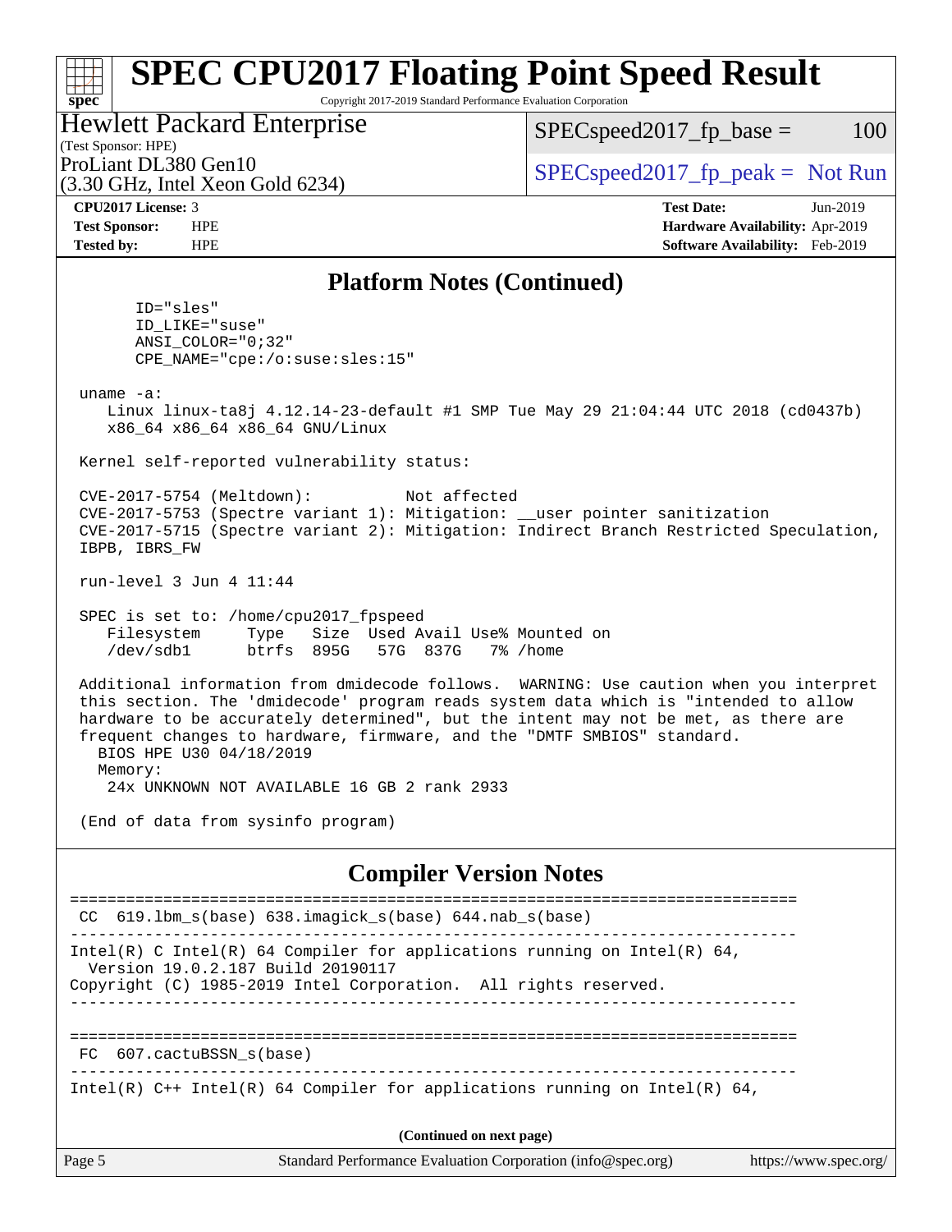## Platform Notes (Continued)

```
      ID="sles"
      ID_LIKE="suse"
      ANSI_COLOR="0;32"
      CPE_NAME="cpe:/o:suse:sles:15"

 uname -a:
    Linux linux-ta8j 4.12.14-23-default #1 SMP Tue May 29 21:04:44 UTC 2018 (cd0437b)
    x86_64 x86_64 x86_64 GNU/Linux

 Kernel self-reported vulnerability status:

 CVE-2017-5754 (Meltdown):          Not affected
 CVE-2017-5753 (Spectre variant 1): Mitigation: __user pointer sanitization
 CVE-2017-5715 (Spectre variant 2): Mitigation: Indirect Branch Restricted Speculation,
 IBPB, IBRS_FW

 run-level 3 Jun 4 11:44

 SPEC is set to: /home/cpu2017_fpspeed
    Filesystem     Type   Size  Used Avail Use% Mounted on
    /dev/sdb1      btrfs  895G   57G  837G   7% /home

 Additional information from dmidecode follows.  WARNING: Use caution when you interpret
 this section. The 'dmidecode' program reads system data which is "intended to allow
 hardware to be accurately determined", but the intent may not be met, as there are
 frequent changes to hardware, firmware, and the "DMTF SMBIOS" standard.
   BIOS HPE U30 04/18/2019
   Memory:
    24x UNKNOWN NOT AVAILABLE 16 GB 2 rank 2933

 (End of data from sysinfo program)
```

## Compiler Version Notes

```
==============================================================================
 CC  619.lbm_s(base) 638.imagick_s(base) 644.nab_s(base)
------------------------------------------------------------------------------
Intel(R) C Intel(R) 64 Compiler for applications running on Intel(R) 64,
  Version 19.0.2.187 Build 20190117
Copyright (C) 1985-2019 Intel Corporation.  All rights reserved.
------------------------------------------------------------------------------

==============================================================================
 FC  607.cactuBSSN_s(base)
------------------------------------------------------------------------------
Intel(R) C++ Intel(R) 64 Compiler for applications running on Intel(R) 64,
```

(Continued on next page)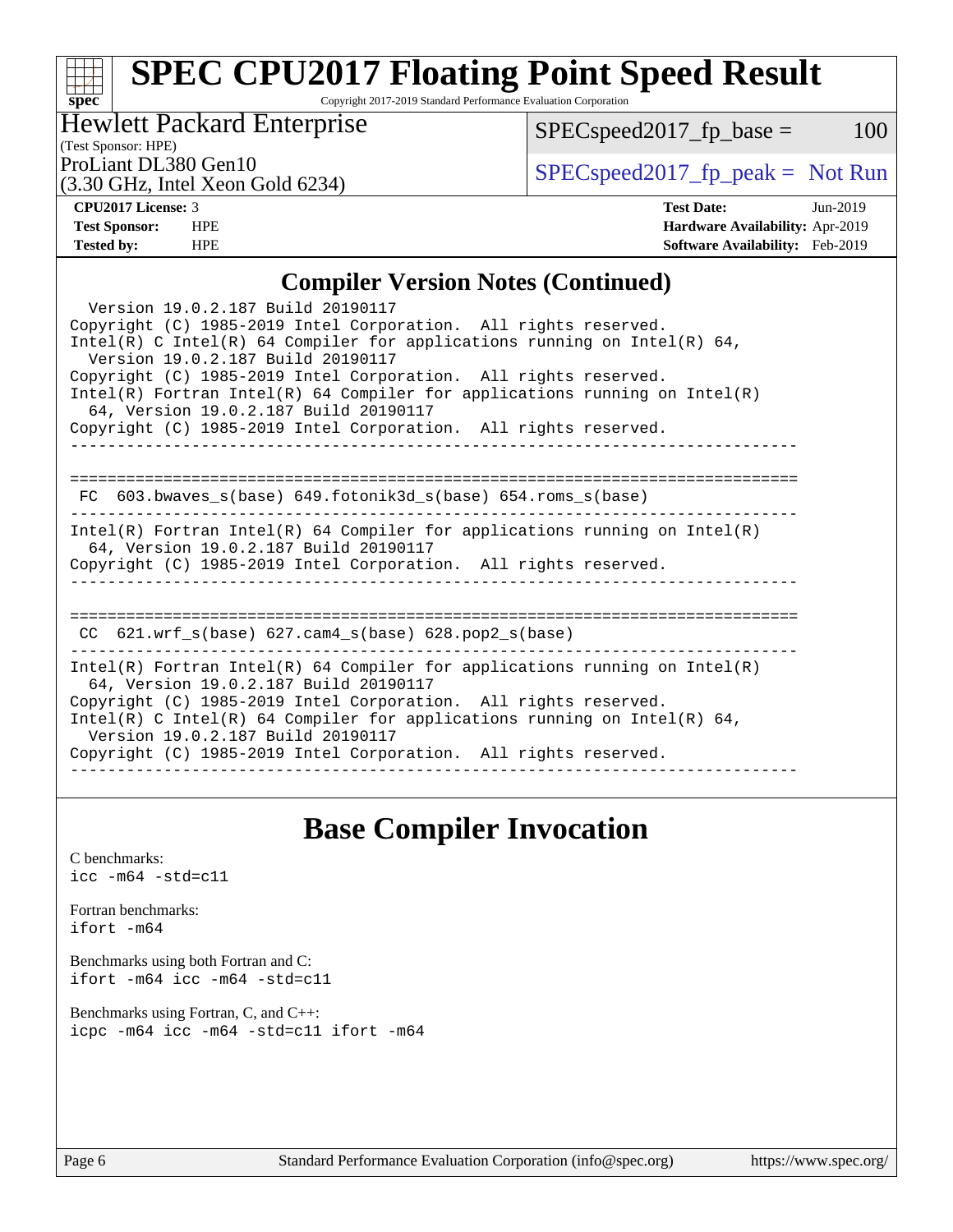# SPEC CPU2017 Floating Point Speed Result

Copyright 2017-2019 Standard Performance Evaluation Corporation

**Hewlett Packard Enterprise**
(Test Sponsor: HPE)
ProLiant DL380 Gen10
(3.30 GHz, Intel Xeon Gold 6234)

SPECspeed2017_fp_base = 100

SPECspeed2017_fp_peak = Not Run

**CPU2017 License:** 3
**Test Sponsor:** HPE
**Tested by:** HPE

**Test Date:** Jun-2019
**Hardware Availability:** Apr-2019
**Software Availability:** Feb-2019

## Compiler Version Notes (Continued)

```
  Version 19.0.2.187 Build 20190117
Copyright (C) 1985-2019 Intel Corporation.  All rights reserved.
Intel(R) C Intel(R) 64 Compiler for applications running on Intel(R) 64,
  Version 19.0.2.187 Build 20190117
Copyright (C) 1985-2019 Intel Corporation.  All rights reserved.
Intel(R) Fortran Intel(R) 64 Compiler for applications running on Intel(R)
  64, Version 19.0.2.187 Build 20190117
Copyright (C) 1985-2019 Intel Corporation.  All rights reserved.
------------------------------------------------------------------------------

==============================================================================
 FC  603.bwaves_s(base) 649.fotonik3d_s(base) 654.roms_s(base)
------------------------------------------------------------------------------
Intel(R) Fortran Intel(R) 64 Compiler for applications running on Intel(R)
  64, Version 19.0.2.187 Build 20190117
Copyright (C) 1985-2019 Intel Corporation.  All rights reserved.
------------------------------------------------------------------------------

==============================================================================
 CC  621.wrf_s(base) 627.cam4_s(base) 628.pop2_s(base)
------------------------------------------------------------------------------
Intel(R) Fortran Intel(R) 64 Compiler for applications running on Intel(R)
  64, Version 19.0.2.187 Build 20190117
Copyright (C) 1985-2019 Intel Corporation.  All rights reserved.
Intel(R) C Intel(R) 64 Compiler for applications running on Intel(R) 64,
  Version 19.0.2.187 Build 20190117
Copyright (C) 1985-2019 Intel Corporation.  All rights reserved.
------------------------------------------------------------------------------
```

## Base Compiler Invocation

C benchmarks:
`icc -m64 -std=c11`

Fortran benchmarks:
`ifort -m64`

Benchmarks using both Fortran and C:
`ifort -m64 icc -m64 -std=c11`

Benchmarks using Fortran, C, and C++:
`icpc -m64 icc -m64 -std=c11 ifort -m64`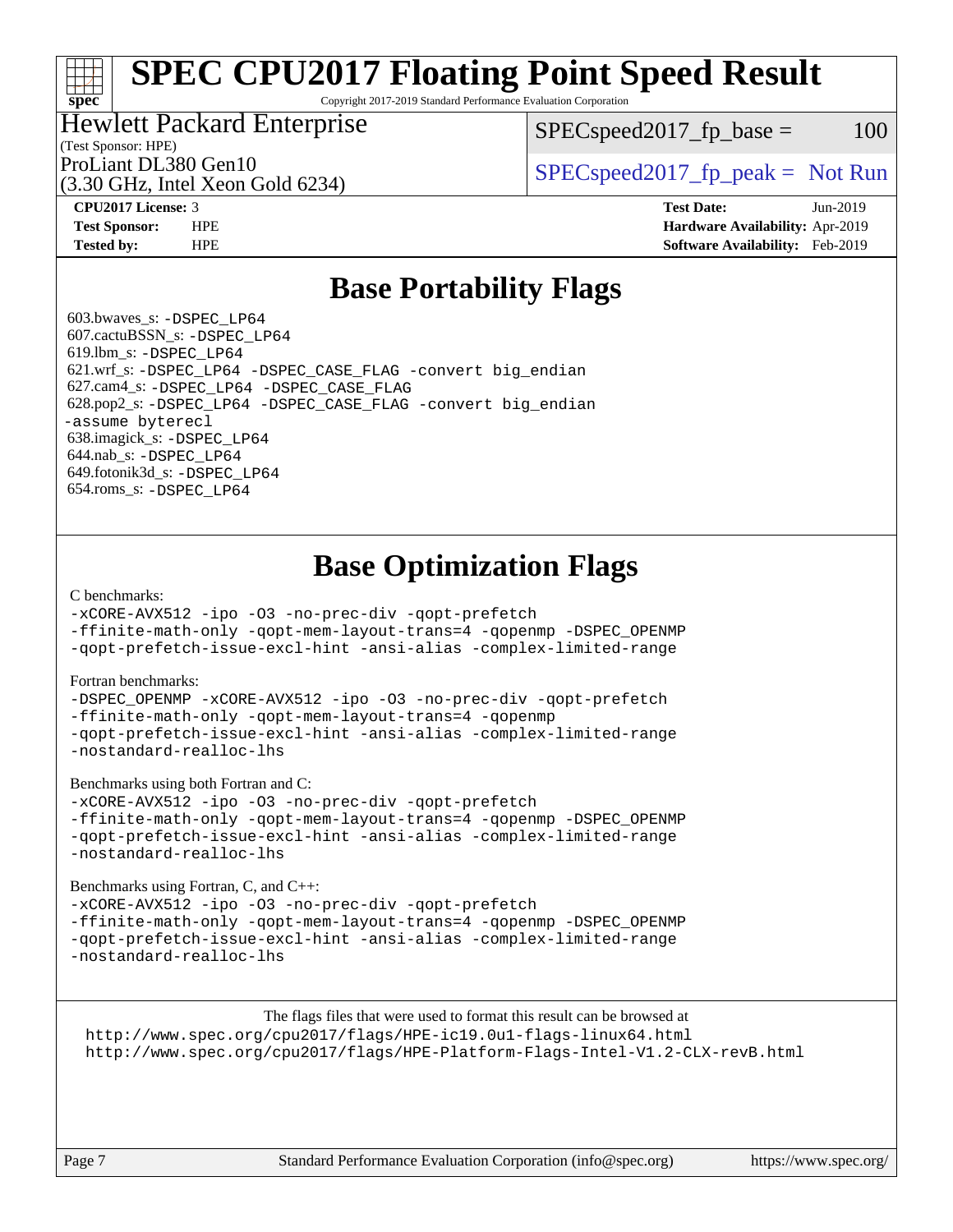# SPEC CPU2017 Floating Point Speed Result

Copyright 2017-2019 Standard Performance Evaluation Corporation

**Hewlett Packard Enterprise**
(Test Sponsor: HPE)
ProLiant DL380 Gen10
(3.30 GHz, Intel Xeon Gold 6234)

SPECspeed2017_fp_base = 100

SPECspeed2017_fp_peak = Not Run

| | | | |
|---|---|---|---|
| **CPU2017 License:** | 3 | **Test Date:** | Jun-2019 |
| **Test Sponsor:** | HPE | **Hardware Availability:** | Apr-2019 |
| **Tested by:** | HPE | **Software Availability:** | Feb-2019 |

## Base Portability Flags

603.bwaves_s: -DSPEC_LP64
607.cactuBSSN_s: -DSPEC_LP64
619.lbm_s: -DSPEC_LP64
621.wrf_s: -DSPEC_LP64 -DSPEC_CASE_FLAG -convert big_endian
627.cam4_s: -DSPEC_LP64 -DSPEC_CASE_FLAG
628.pop2_s: -DSPEC_LP64 -DSPEC_CASE_FLAG -convert big_endian -assume byterecl
638.imagick_s: -DSPEC_LP64
644.nab_s: -DSPEC_LP64
649.fotonik3d_s: -DSPEC_LP64
654.roms_s: -DSPEC_LP64

## Base Optimization Flags

C benchmarks:

```
-xCORE-AVX512 -ipo -O3 -no-prec-div -qopt-prefetch
-ffinite-math-only -qopt-mem-layout-trans=4 -qopenmp -DSPEC_OPENMP
-qopt-prefetch-issue-excl-hint -ansi-alias -complex-limited-range
```

Fortran benchmarks:

```
-DSPEC_OPENMP -xCORE-AVX512 -ipo -O3 -no-prec-div -qopt-prefetch
-ffinite-math-only -qopt-mem-layout-trans=4 -qopenmp
-qopt-prefetch-issue-excl-hint -ansi-alias -complex-limited-range
-nostandard-realloc-lhs
```

Benchmarks using both Fortran and C:

```
-xCORE-AVX512 -ipo -O3 -no-prec-div -qopt-prefetch
-ffinite-math-only -qopt-mem-layout-trans=4 -qopenmp -DSPEC_OPENMP
-qopt-prefetch-issue-excl-hint -ansi-alias -complex-limited-range
-nostandard-realloc-lhs
```

Benchmarks using Fortran, C, and C++:

```
-xCORE-AVX512 -ipo -O3 -no-prec-div -qopt-prefetch
-ffinite-math-only -qopt-mem-layout-trans=4 -qopenmp -DSPEC_OPENMP
-qopt-prefetch-issue-excl-hint -ansi-alias -complex-limited-range
-nostandard-realloc-lhs
```

The flags files that were used to format this result can be browsed at
http://www.spec.org/cpu2017/flags/HPE-ic19.0u1-flags-linux64.html
http://www.spec.org/cpu2017/flags/HPE-Platform-Flags-Intel-V1.2-CLX-revB.html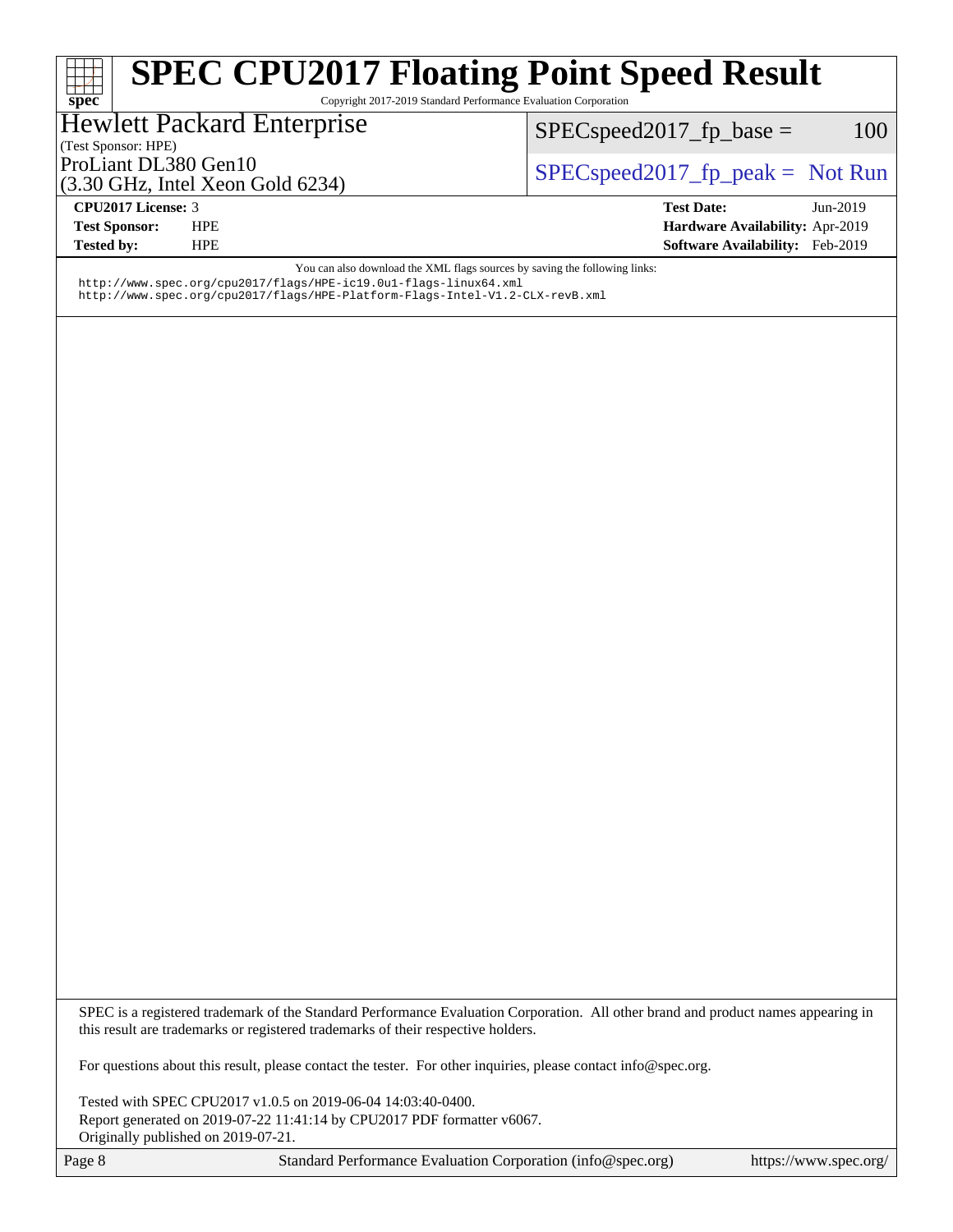# SPEC CPU2017 Floating Point Speed Result

Copyright 2017-2019 Standard Performance Evaluation Corporation

**Hewlett Packard Enterprise**
(Test Sponsor: HPE)

ProLiant DL380 Gen10
(3.30 GHz, Intel Xeon Gold 6234)

SPECspeed2017_fp_base = 100

SPECspeed2017_fp_peak = Not Run

**CPU2017 License:** 3
**Test Sponsor:** HPE
**Tested by:** HPE

**Test Date:** Jun-2019
**Hardware Availability:** Apr-2019
**Software Availability:** Feb-2019

You can also download the XML flags sources by saving the following links:

```
http://www.spec.org/cpu2017/flags/HPE-ic19.0u1-flags-linux64.xml
http://www.spec.org/cpu2017/flags/HPE-Platform-Flags-Intel-V1.2-CLX-revB.xml
```

SPEC is a registered trademark of the Standard Performance Evaluation Corporation. All other brand and product names appearing in this result are trademarks or registered trademarks of their respective holders.

For questions about this result, please contact the tester. For other inquiries, please contact info@spec.org.

Tested with SPEC CPU2017 v1.0.5 on 2019-06-04 14:03:40-0400.
Report generated on 2019-07-22 11:41:14 by CPU2017 PDF formatter v6067.
Originally published on 2019-07-21.